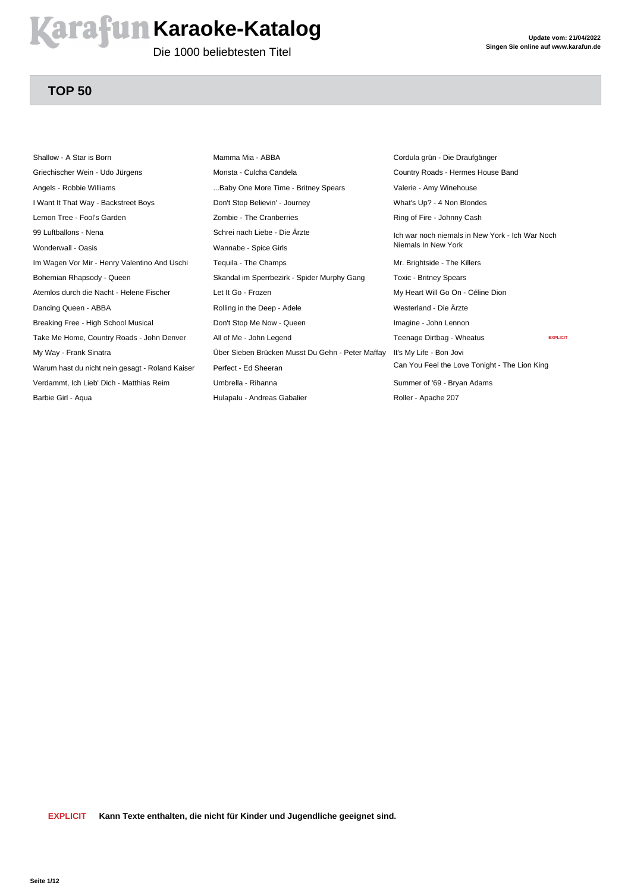# Karafun Karaoke-Katalog

Die 1000 beliebtesten Titel

**Update vom: 21/04/2022**
**Singen Sie online auf www.karafun.de**

## TOP 50

Shallow - A Star is Born
Griechischer Wein - Udo Jürgens
Angels - Robbie Williams
I Want It That Way - Backstreet Boys
Lemon Tree - Fool's Garden
99 Luftballons - Nena
Wonderwall - Oasis
Im Wagen Vor Mir - Henry Valentino And Uschi
Bohemian Rhapsody - Queen
Atemlos durch die Nacht - Helene Fischer
Dancing Queen - ABBA
Breaking Free - High School Musical
Take Me Home, Country Roads - John Denver
My Way - Frank Sinatra
Warum hast du nicht nein gesagt - Roland Kaiser
Verdammt, Ich Lieb' Dich - Matthias Reim
Barbie Girl - Aqua

Mamma Mia - ABBA
Monsta - Culcha Candela
...Baby One More Time - Britney Spears
Don't Stop Believin' - Journey
Zombie - The Cranberries
Schrei nach Liebe - Die Ärzte
Wannabe - Spice Girls
Tequila - The Champs
Skandal im Sperrbezirk - Spider Murphy Gang
Let It Go - Frozen
Rolling in the Deep - Adele
Don't Stop Me Now - Queen
All of Me - John Legend
Über Sieben Brücken Musst Du Gehn - Peter Maffay
Perfect - Ed Sheeran
Umbrella - Rihanna
Hulapalu - Andreas Gabalier

Cordula grün - Die Draufgänger
Country Roads - Hermes House Band
Valerie - Amy Winehouse
What's Up? - 4 Non Blondes
Ring of Fire - Johnny Cash
Ich war noch niemals in New York - Ich War Noch Niemals In New York
Mr. Brightside - The Killers
Toxic - Britney Spears
My Heart Will Go On - Céline Dion
Westerland - Die Ärzte
Imagine - John Lennon
Teenage Dirtbag - Wheatus EXPLICIT
It's My Life - Bon Jovi
Can You Feel the Love Tonight - The Lion King
Summer of '69 - Bryan Adams
Roller - Apache 207

**EXPLICIT** **Kann Texte enthalten, die nicht für Kinder und Jugendliche geeignet sind.**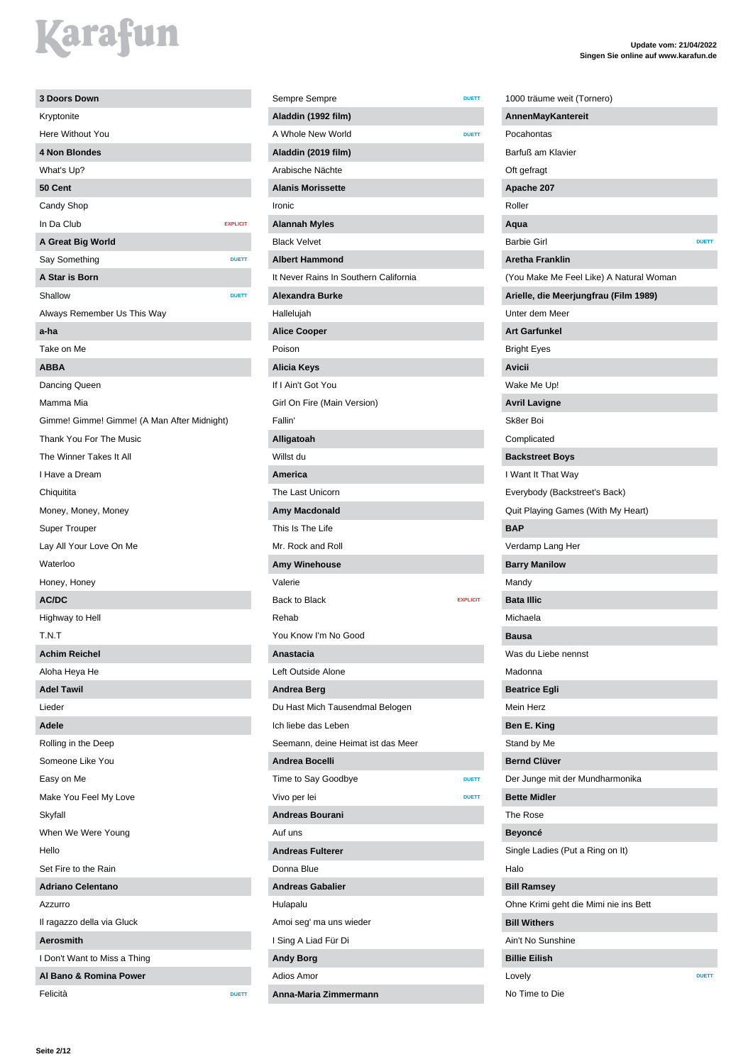Karafun

Update vom: 21/04/2022
Singen Sie online auf www.karafun.de

**3 Doors Down**

Kryptonite

Here Without You

**4 Non Blondes**

What's Up?

**50 Cent**

Candy Shop

In Da Club EXPLICIT

**A Great Big World**

Say Something DUETT

**A Star is Born**

Shallow DUETT

Always Remember Us This Way

**a-ha**

Take on Me

**ABBA**

Dancing Queen

Mamma Mia

Gimme! Gimme! Gimme! (A Man After Midnight)

Thank You For The Music

The Winner Takes It All

I Have a Dream

Chiquitita

Money, Money, Money

Super Trouper

Lay All Your Love On Me

Waterloo

Honey, Honey

**AC/DC**

Highway to Hell

T.N.T

**Achim Reichel**

Aloha Heya He

**Adel Tawil**

Lieder

**Adele**

Rolling in the Deep

Someone Like You

Easy on Me

Make You Feel My Love

Skyfall

When We Were Young

Hello

Set Fire to the Rain

**Adriano Celentano**

Azzurro

Il ragazzo della via Gluck

**Aerosmith**

I Don't Want to Miss a Thing

**Al Bano & Romina Power**

Felicità DUETT

Sempre Sempre DUETT

**Aladdin (1992 film)**

A Whole New World DUETT

**Aladdin (2019 film)**

Arabische Nächte

**Alanis Morissette**

Ironic

**Alannah Myles**

Black Velvet

**Albert Hammond**

It Never Rains In Southern California

**Alexandra Burke**

Hallelujah

**Alice Cooper**

Poison

**Alicia Keys**

If I Ain't Got You

Girl On Fire (Main Version)

Fallin'

**Alligatoah**

Willst du

**America**

The Last Unicorn

**Amy Macdonald**

This Is The Life

Mr. Rock and Roll

**Amy Winehouse**

Valerie

Back to Black EXPLICIT

Rehab

You Know I'm No Good

**Anastacia**

Left Outside Alone

**Andrea Berg**

Du Hast Mich Tausendmal Belogen

Ich liebe das Leben

Seemann, deine Heimat ist das Meer

**Andrea Bocelli**

Time to Say Goodbye DUETT

Vivo per lei DUETT

**Andreas Bourani**

Auf uns

**Andreas Fulterer**

Donna Blue

**Andreas Gabalier**

Hulapalu

Amoi seg' ma uns wieder

I Sing A Liad Für Di

**Andy Borg**

Adios Amor

**Anna-Maria Zimmermann**

1000 träume weit (Tornero)

**AnnenMayKantereit**

Pocahontas

Barfuß am Klavier

Oft gefragt

**Apache 207**

Roller

**Aqua**

Barbie Girl DUETT

**Aretha Franklin**

(You Make Me Feel Like) A Natural Woman

**Arielle, die Meerjungfrau (Film 1989)**

Unter dem Meer

**Art Garfunkel**

Bright Eyes

**Avicii**

Wake Me Up!

**Avril Lavigne**

Sk8er Boi

Complicated

**Backstreet Boys**

I Want It That Way

Everybody (Backstreet's Back)

Quit Playing Games (With My Heart)

**BAP**

Verdamp Lang Her

**Barry Manilow**

Mandy

**Bata Illic**

Michaela

**Bausa**

Was du Liebe nennst

Madonna

**Beatrice Egli**

Mein Herz

**Ben E. King**

Stand by Me

**Bernd Clüver**

Der Junge mit der Mundharmonika

**Bette Midler**

The Rose

**Beyoncé**

Single Ladies (Put a Ring on It)

Halo

**Bill Ramsey**

Ohne Krimi geht die Mimi nie ins Bett

**Bill Withers**

Ain't No Sunshine

**Billie Eilish**

Lovely DUETT

No Time to Die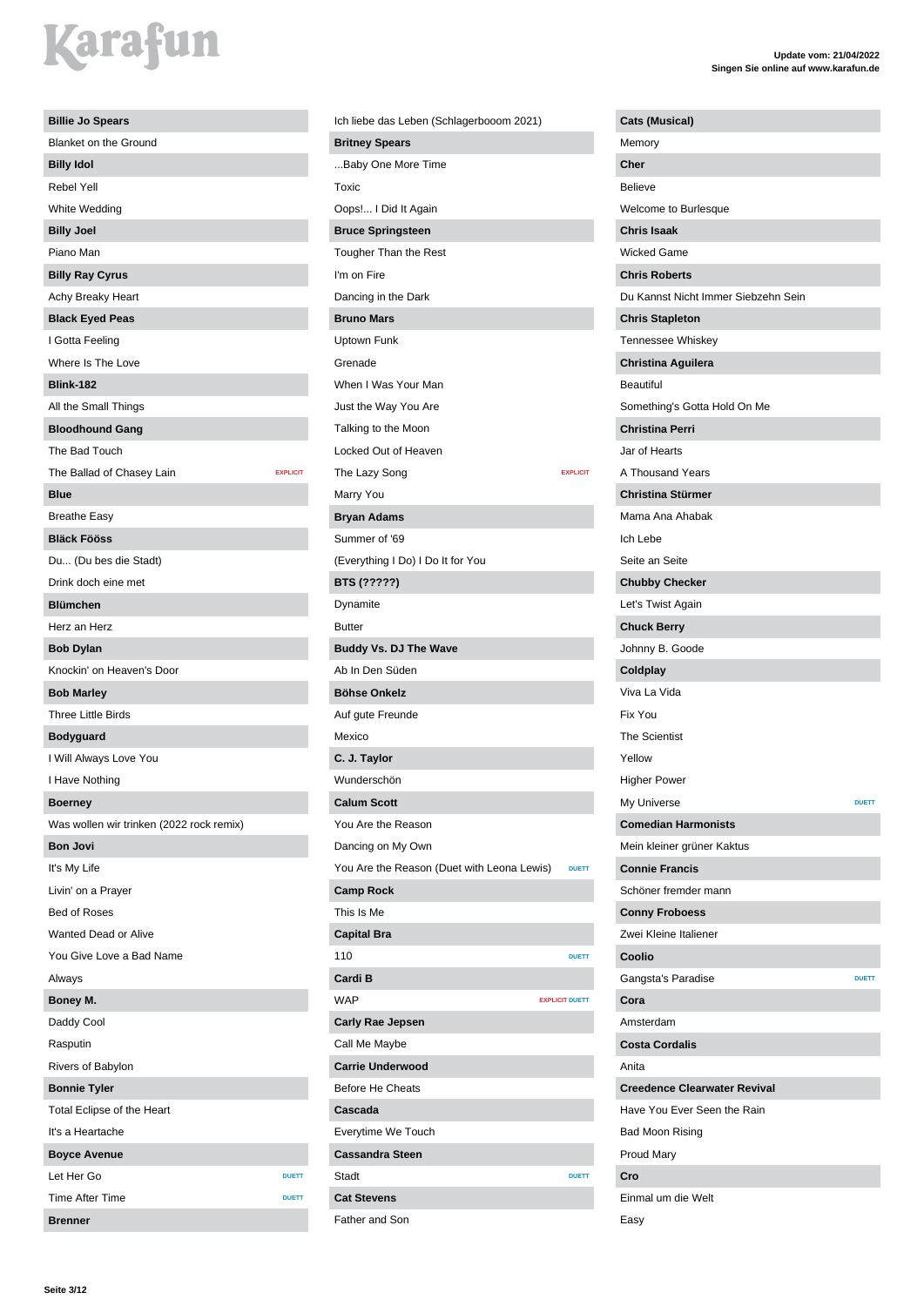Karafun

Update vom: 21/04/2022
Singen Sie online auf www.karafun.de

**Billie Jo Spears**

Blanket on the Ground

**Billy Idol**

Rebel Yell

White Wedding

**Billy Joel**

Piano Man

**Billy Ray Cyrus**

Achy Breaky Heart

**Black Eyed Peas**

I Gotta Feeling

Where Is The Love

**Blink-182**

All the Small Things

**Bloodhound Gang**

The Bad Touch

The Ballad of Chasey Lain EXPLICIT

**Blue**

Breathe Easy

**Bläck Fööss**

Du... (Du bes die Stadt)

Drink doch eine met

**Blümchen**

Herz an Herz

**Bob Dylan**

Knockin' on Heaven's Door

**Bob Marley**

Three Little Birds

**Bodyguard**

I Will Always Love You

I Have Nothing

**Boerney**

Was wollen wir trinken (2022 rock remix)

**Bon Jovi**

It's My Life

Livin' on a Prayer

Bed of Roses

Wanted Dead or Alive

You Give Love a Bad Name

Always

**Boney M.**

Daddy Cool

Rasputin

Rivers of Babylon

**Bonnie Tyler**

Total Eclipse of the Heart

It's a Heartache

**Boyce Avenue**

Let Her Go DUETT

Time After Time DUETT

**Brenner**

Ich liebe das Leben (Schlagerbooom 2021)

**Britney Spears**

...Baby One More Time

Toxic

Oops!... I Did It Again

**Bruce Springsteen**

Tougher Than the Rest

I'm on Fire

Dancing in the Dark

**Bruno Mars**

Uptown Funk

Grenade

When I Was Your Man

Just the Way You Are

Talking to the Moon

Locked Out of Heaven

The Lazy Song EXPLICIT

Marry You

**Bryan Adams**

Summer of '69

(Everything I Do) I Do It for You

**BTS (?????)**

Dynamite

Butter

**Buddy Vs. DJ The Wave**

Ab In Den Süden

**Böhse Onkelz**

Auf gute Freunde

Mexico

**C. J. Taylor**

Wunderschön

**Calum Scott**

You Are the Reason

Dancing on My Own

You Are the Reason (Duet with Leona Lewis) DUETT

**Camp Rock**

This Is Me

**Capital Bra**

110 DUETT

**Cardi B**

WAP EXPLICIT DUETT

**Carly Rae Jepsen**

Call Me Maybe

**Carrie Underwood**

Before He Cheats

**Cascada**

Everytime We Touch

**Cassandra Steen**

Stadt DUETT

**Cat Stevens**

Father and Son

**Cats (Musical)**

Memory

**Cher**

Believe

Welcome to Burlesque

**Chris Isaak**

Wicked Game

**Chris Roberts**

Du Kannst Nicht Immer Siebzehn Sein

**Chris Stapleton**

Tennessee Whiskey

**Christina Aguilera**

Beautiful

Something's Gotta Hold On Me

**Christina Perri**

Jar of Hearts

A Thousand Years

**Christina Stürmer**

Mama Ana Ahabak

Ich Lebe

Seite an Seite

**Chubby Checker**

Let's Twist Again

**Chuck Berry**

Johnny B. Goode

**Coldplay**

Viva La Vida

Fix You

The Scientist

Yellow

Higher Power

My Universe DUETT

**Comedian Harmonists**

Mein kleiner grüner Kaktus

**Connie Francis**

Schöner fremder mann

**Conny Froboess**

Zwei Kleine Italiener

**Coolio**

Gangsta's Paradise DUETT

**Cora**

Amsterdam

**Costa Cordalis**

Anita

**Creedence Clearwater Revival**

Have You Ever Seen the Rain

Bad Moon Rising

Proud Mary

**Cro**

Einmal um die Welt

Easy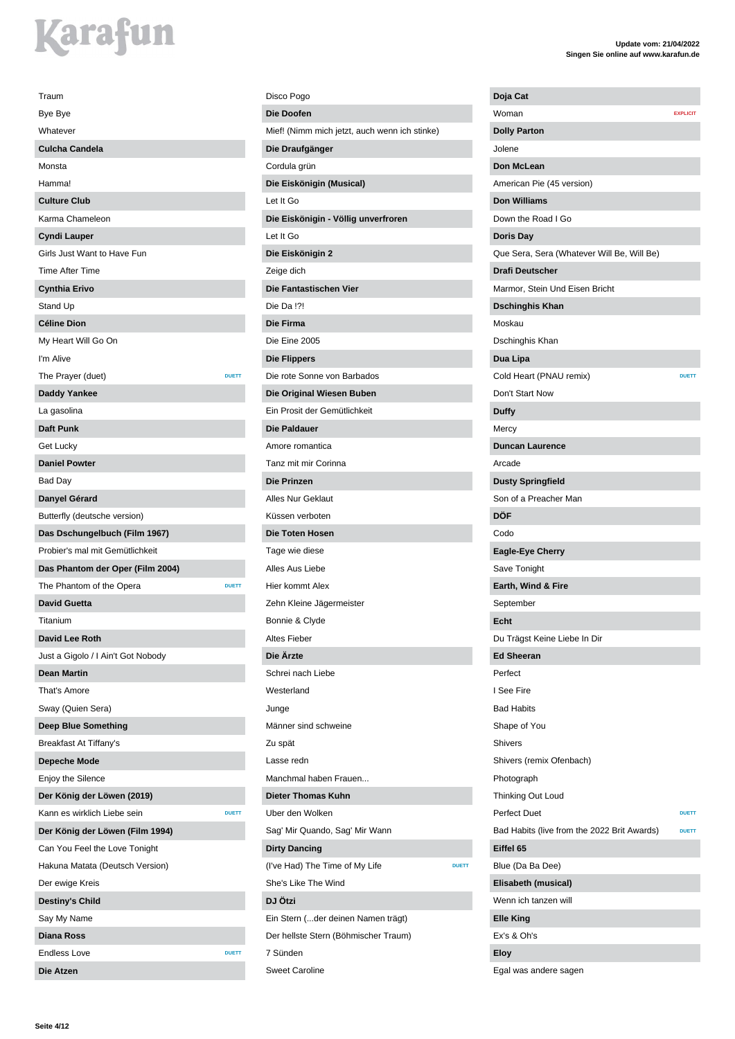Traum

Bye Bye

Whatever

**Culcha Candela**

Monsta

Hamma!

**Culture Club**

Karma Chameleon

**Cyndi Lauper**

Girls Just Want to Have Fun

Time After Time

**Cynthia Erivo**

Stand Up

**Céline Dion**

My Heart Will Go On

I'm Alive

The Prayer (duet) DUETT

**Daddy Yankee**

La gasolina

**Daft Punk**

Get Lucky

**Daniel Powter**

Bad Day

**Danyel Gérard**

Butterfly (deutsche version)

**Das Dschungelbuch (Film 1967)**

Probier's mal mit Gemütlichkeit

**Das Phantom der Oper (Film 2004)**

The Phantom of the Opera DUETT

**David Guetta**

Titanium

**David Lee Roth**

Just a Gigolo / I Ain't Got Nobody

**Dean Martin**

That's Amore

Sway (Quien Sera)

**Deep Blue Something**

Breakfast At Tiffany's

**Depeche Mode**

Enjoy the Silence

**Der König der Löwen (2019)**

Kann es wirklich Liebe sein DUETT

**Der König der Löwen (Film 1994)**

Can You Feel the Love Tonight

Hakuna Matata (Deutsch Version)

Der ewige Kreis

**Destiny's Child**

Say My Name

**Diana Ross**

Endless Love DUETT

**Die Atzen**

Disco Pogo

**Die Doofen**

Mief! (Nimm mich jetzt, auch wenn ich stinke)

**Die Draufgänger**

Cordula grün

**Die Eiskönigin (Musical)**

Let It Go

**Die Eiskönigin - Völlig unverfroren**

Let It Go

**Die Eiskönigin 2**

Zeige dich

**Die Fantastischen Vier**

Die Da !?!

**Die Firma**

Die Eine 2005

**Die Flippers**

Die rote Sonne von Barbados

**Die Original Wiesen Buben**

Ein Prosit der Gemütlichkeit

**Die Paldauer**

Amore romantica

Tanz mit mir Corinna

**Die Prinzen**

Alles Nur Geklaut

Küssen verboten

**Die Toten Hosen**

Tage wie diese

Alles Aus Liebe

Hier kommt Alex

Zehn Kleine Jägermeister

Bonnie & Clyde

Altes Fieber

**Die Ärzte**

Schrei nach Liebe

Westerland

Junge

Männer sind schweine

Zu spät

Lasse redn

Manchmal haben Frauen...

**Dieter Thomas Kuhn**

Uber den Wolken

Sag' Mir Quando, Sag' Mir Wann

**Dirty Dancing**

(I've Had) The Time of My Life DUETT

She's Like The Wind

**DJ Ötzi**

Ein Stern (...der deinen Namen trägt)

Der hellste Stern (Böhmischer Traum)

7 Sünden

Sweet Caroline

**Doja Cat**

Woman EXPLICIT

**Dolly Parton**

Jolene

**Don McLean**

American Pie (45 version)

**Don Williams**

Down the Road I Go

**Doris Day**

Que Sera, Sera (Whatever Will Be, Will Be)

**Drafi Deutscher**

Marmor, Stein Und Eisen Bricht

**Dschinghis Khan**

Moskau

Dschinghis Khan

**Dua Lipa**

Cold Heart (PNAU remix) DUETT

Don't Start Now

**Duffy**

Mercy

**Duncan Laurence**

Arcade

**Dusty Springfield**

Son of a Preacher Man

**DÖF**

Codo

**Eagle-Eye Cherry**

Save Tonight

**Earth, Wind & Fire**

September

**Echt**

Du Trägst Keine Liebe In Dir

**Ed Sheeran**

Perfect

I See Fire

Bad Habits

Shape of You

Shivers

Shivers (remix Ofenbach)

Photograph

Thinking Out Loud

Perfect Duet DUETT

Bad Habits (live from the 2022 Brit Awards) DUETT

**Eiffel 65**

Blue (Da Ba Dee)

**Elisabeth (musical)**

Wenn ich tanzen will

**Elle King**

Ex's & Oh's

**Eloy**

Egal was andere sagen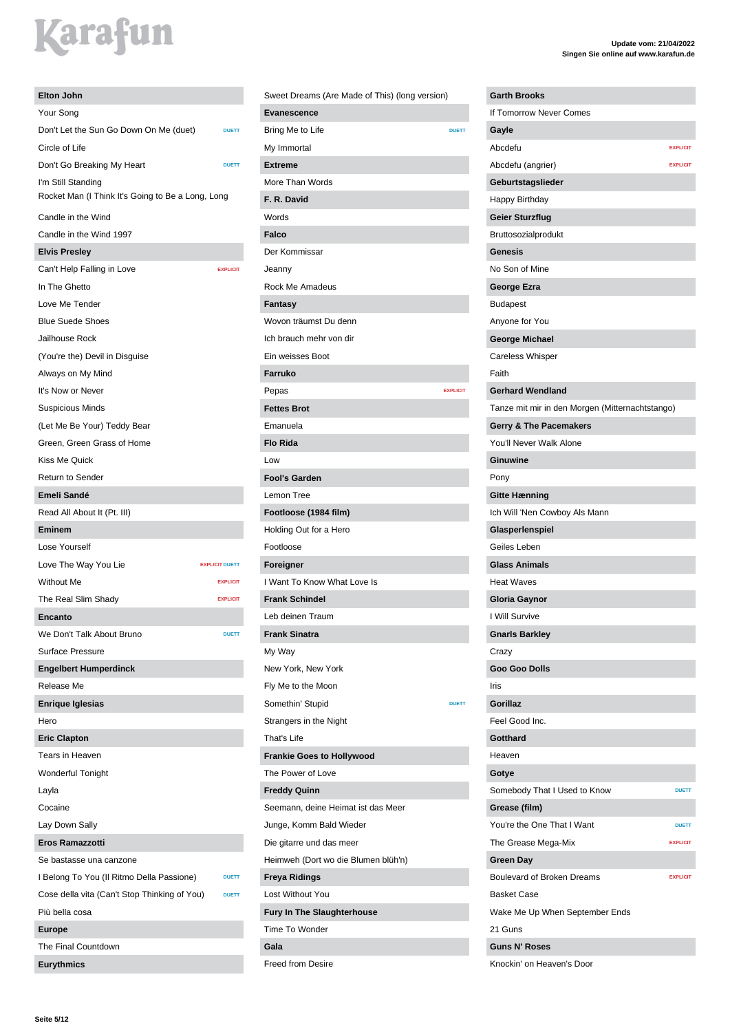Karafun

Update vom: 21/04/2022
Singen Sie online auf www.karafun.de

**Elton John**

Your Song
Don't Let the Sun Go Down On Me (duet) DUETT
Circle of Life
Don't Go Breaking My Heart DUETT
I'm Still Standing
Rocket Man (I Think It's Going to Be a Long, Long
Candle in the Wind
Candle in the Wind 1997

**Elvis Presley**

Can't Help Falling in Love EXPLICIT
In The Ghetto
Love Me Tender
Blue Suede Shoes
Jailhouse Rock
(You're the) Devil in Disguise
Always on My Mind
It's Now or Never
Suspicious Minds
(Let Me Be Your) Teddy Bear
Green, Green Grass of Home
Kiss Me Quick
Return to Sender

**Emeli Sandé**

Read All About It (Pt. III)

**Eminem**

Lose Yourself
Love The Way You Lie EXPLICIT DUETT
Without Me EXPLICIT
The Real Slim Shady EXPLICIT

**Encanto**

We Don't Talk About Bruno DUETT
Surface Pressure

**Engelbert Humperdinck**

Release Me

**Enrique Iglesias**

Hero

**Eric Clapton**

Tears in Heaven
Wonderful Tonight
Layla
Cocaine
Lay Down Sally

**Eros Ramazzotti**

Se bastasse una canzone
I Belong To You (Il Ritmo Della Passione) DUETT
Cose della vita (Can't Stop Thinking of You) DUETT
Più bella cosa

**Europe**

The Final Countdown

**Eurythmics**

Sweet Dreams (Are Made of This) (long version)

**Evanescence**

Bring Me to Life DUETT
My Immortal

**Extreme**

More Than Words

**F. R. David**

Words

**Falco**

Der Kommissar
Jeanny
Rock Me Amadeus

**Fantasy**

Wovon träumst Du denn
Ich brauch mehr von dir
Ein weisses Boot

**Farruko**

Pepas EXPLICIT

**Fettes Brot**

Emanuela

**Flo Rida**

Low

**Fool's Garden**

Lemon Tree

**Footloose (1984 film)**

Holding Out for a Hero
Footloose

**Foreigner**

I Want To Know What Love Is

**Frank Schindel**

Leb deinen Traum

**Frank Sinatra**

My Way
New York, New York
Fly Me to the Moon
Somethin' Stupid DUETT
Strangers in the Night
That's Life

**Frankie Goes to Hollywood**

The Power of Love

**Freddy Quinn**

Seemann, deine Heimat ist das Meer
Junge, Komm Bald Wieder
Die gitarre und das meer
Heimweh (Dort wo die Blumen blüh'n)

**Freya Ridings**

Lost Without You

**Fury In The Slaughterhouse**

Time To Wonder

**Gala**

Freed from Desire

**Garth Brooks**

If Tomorrow Never Comes

**Gayle**

Abcdefu EXPLICIT
Abcdefu (angrier) EXPLICIT

**Geburtstagslieder**

Happy Birthday

**Geier Sturzflug**

Bruttosozialprodukt

**Genesis**

No Son of Mine

**George Ezra**

Budapest
Anyone for You

**George Michael**

Careless Whisper
Faith

**Gerhard Wendland**

Tanze mit mir in den Morgen (Mitternachtstango)

**Gerry & The Pacemakers**

You'll Never Walk Alone

**Ginuwine**

Pony

**Gitte Hænning**

Ich Will 'Nen Cowboy Als Mann

**Glasperlenspiel**

Geiles Leben

**Glass Animals**

Heat Waves

**Gloria Gaynor**

I Will Survive

**Gnarls Barkley**

Crazy

**Goo Goo Dolls**

Iris

**Gorillaz**

Feel Good Inc.

**Gotthard**

Heaven

**Gotye**

Somebody That I Used to Know DUETT

**Grease (film)**

You're the One That I Want DUETT
The Grease Mega-Mix EXPLICIT

**Green Day**

Boulevard of Broken Dreams EXPLICIT
Basket Case
Wake Me Up When September Ends
21 Guns

**Guns N' Roses**

Knockin' on Heaven's Door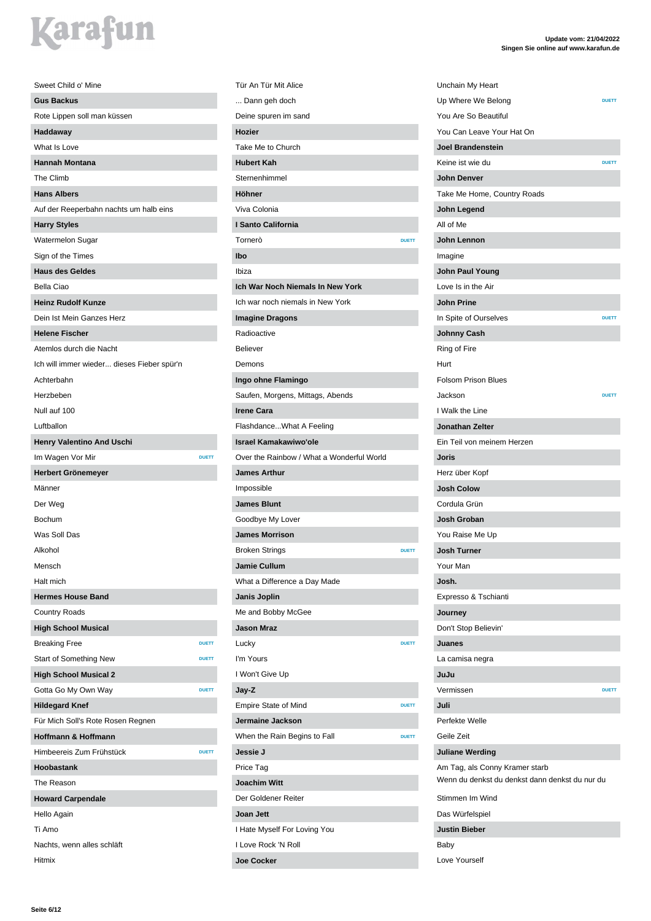Sweet Child o' Mine

**Gus Backus**

Rote Lippen soll man küssen

**Haddaway**

What Is Love

**Hannah Montana**

The Climb

**Hans Albers**

Auf der Reeperbahn nachts um halb eins

**Harry Styles**

Watermelon Sugar

Sign of the Times

**Haus des Geldes**

Bella Ciao

**Heinz Rudolf Kunze**

Dein Ist Mein Ganzes Herz

**Helene Fischer**

Atemlos durch die Nacht

Ich will immer wieder... dieses Fieber spür'n

Achterbahn

Herzbeben

Null auf 100

Luftballon

**Henry Valentino And Uschi**

Im Wagen Vor Mir — DUETT

**Herbert Grönemeyer**

Männer

Der Weg

Bochum

Was Soll Das

Alkohol

Mensch

Halt mich

**Hermes House Band**

Country Roads

**High School Musical**

Breaking Free — DUETT

Start of Something New — DUETT

**High School Musical 2**

Gotta Go My Own Way — DUETT

**Hildegard Knef**

Für Mich Soll's Rote Rosen Regnen

**Hoffmann & Hoffmann**

Himbeereis Zum Frühstück — DUETT

**Hoobastank**

The Reason

**Howard Carpendale**

Hello Again

Ti Amo

Nachts, wenn alles schläft

Hitmix

Tür An Tür Mit Alice

... Dann geh doch

Deine spuren im sand

**Hozier**

Take Me to Church

**Hubert Kah**

Sternenhimmel

**Höhner**

Viva Colonia

**I Santo California**

Tornerò — DUETT

**Ibo**

Ibiza

**Ich War Noch Niemals In New York**

Ich war noch niemals in New York

**Imagine Dragons**

Radioactive

Believer

Demons

**Ingo ohne Flamingo**

Saufen, Morgens, Mittags, Abends

**Irene Cara**

Flashdance...What A Feeling

**Israel Kamakawiwo'ole**

Over the Rainbow / What a Wonderful World

**James Arthur**

Impossible

**James Blunt**

Goodbye My Lover

**James Morrison**

Broken Strings — DUETT

**Jamie Cullum**

What a Difference a Day Made

**Janis Joplin**

Me and Bobby McGee

**Jason Mraz**

Lucky — DUETT

I'm Yours

I Won't Give Up

**Jay-Z**

Empire State of Mind — DUETT

**Jermaine Jackson**

When the Rain Begins to Fall — DUETT

**Jessie J**

Price Tag

**Joachim Witt**

Der Goldener Reiter

**Joan Jett**

I Hate Myself For Loving You

I Love Rock 'N Roll

**Joe Cocker**

Unchain My Heart

Up Where We Belong — DUETT

You Are So Beautiful

You Can Leave Your Hat On

**Joel Brandenstein**

Keine ist wie du — DUETT

**John Denver**

Take Me Home, Country Roads

**John Legend**

All of Me

**John Lennon**

Imagine

**John Paul Young**

Love Is in the Air

**John Prine**

In Spite of Ourselves — DUETT

**Johnny Cash**

Ring of Fire

Hurt

Folsom Prison Blues

Jackson — DUETT

I Walk the Line

**Jonathan Zelter**

Ein Teil von meinem Herzen

**Joris**

Herz über Kopf

**Josh Colow**

Cordula Grün

**Josh Groban**

You Raise Me Up

**Josh Turner**

Your Man

**Josh.**

Expresso & Tschianti

**Journey**

Don't Stop Believin'

**Juanes**

La camisa negra

**JuJu**

Vermissen — DUETT

**Juli**

Perfekte Welle

Geile Zeit

**Juliane Werding**

Am Tag, als Conny Kramer starb

Wenn du denkst du denkst dann denkst du nur du

Stimmen Im Wind

Das Würfelspiel

**Justin Bieber**

Baby

Love Yourself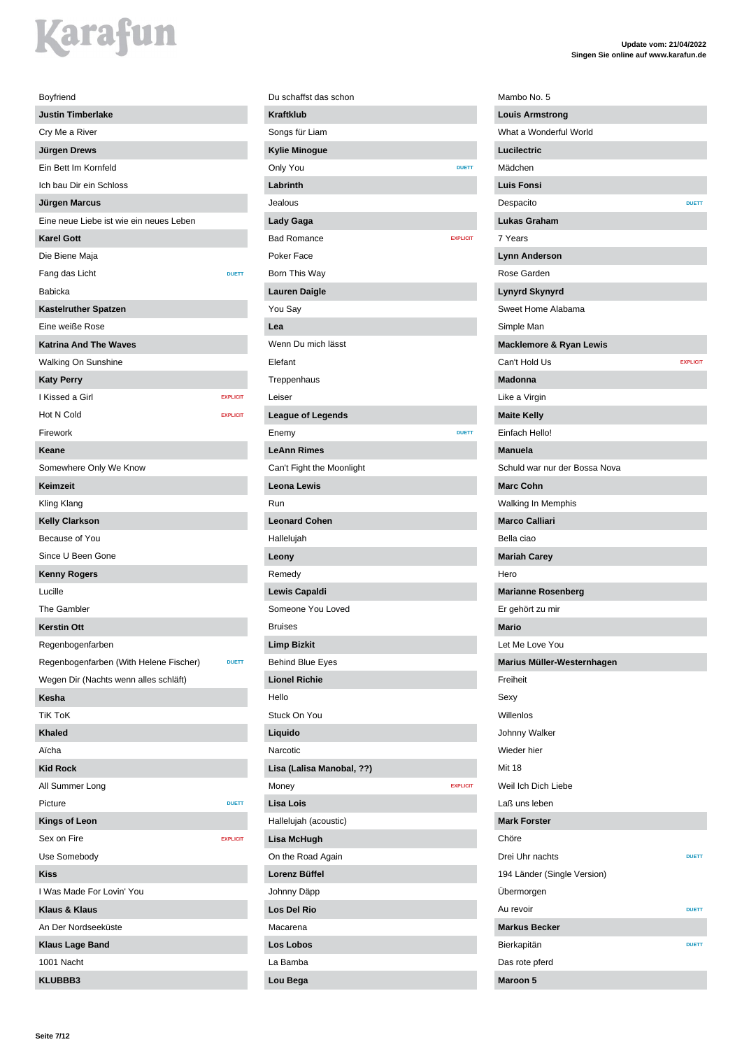Boyfriend

**Justin Timberlake**

Cry Me a River

**Jürgen Drews**

Ein Bett Im Kornfeld

Ich bau Dir ein Schloss

**Jürgen Marcus**

Eine neue Liebe ist wie ein neues Leben

**Karel Gott**

Die Biene Maja

Fang das Licht DUETT

Babicka

**Kastelruther Spatzen**

Eine weiße Rose

**Katrina And The Waves**

Walking On Sunshine

**Katy Perry**

I Kissed a Girl EXPLICIT

Hot N Cold EXPLICIT

Firework

**Keane**

Somewhere Only We Know

**Keimzeit**

Kling Klang

**Kelly Clarkson**

Because of You

Since U Been Gone

**Kenny Rogers**

Lucille

The Gambler

**Kerstin Ott**

Regenbogenfarben

Regenbogenfarben (With Helene Fischer) DUETT

Wegen Dir (Nachts wenn alles schläft)

**Kesha**

TiK ToK

**Khaled**

Aïcha

**Kid Rock**

All Summer Long

Picture DUETT

**Kings of Leon**

Sex on Fire EXPLICIT

Use Somebody

**Kiss**

I Was Made For Lovin' You

**Klaus & Klaus**

An Der Nordseeküste

**Klaus Lage Band**

1001 Nacht

**KLUBBB3**

Du schaffst das schon

**Kraftklub**

Songs für Liam

**Kylie Minogue**

Only You DUETT

**Labrinth**

Jealous

**Lady Gaga**

Bad Romance EXPLICIT

Poker Face

Born This Way

**Lauren Daigle**

You Say

**Lea**

Wenn Du mich lässt

Elefant

Treppenhaus

Leiser

**League of Legends**

Enemy DUETT

**LeAnn Rimes**

Can't Fight the Moonlight

**Leona Lewis**

Run

**Leonard Cohen**

Hallelujah

**Leony**

Remedy

**Lewis Capaldi**

Someone You Loved

Bruises

**Limp Bizkit**

Behind Blue Eyes

**Lionel Richie**

Hello

Stuck On You

**Liquido**

Narcotic

**Lisa (Lalisa Manobal, ??)**

Money EXPLICIT

**Lisa Lois**

Hallelujah (acoustic)

**Lisa McHugh**

On the Road Again

**Lorenz Büffel**

Johnny Däpp

**Los Del Rio**

Macarena

**Los Lobos**

La Bamba

**Lou Bega**

Mambo No. 5

**Louis Armstrong**

What a Wonderful World

**Lucilectric**

Mädchen

**Luis Fonsi**

Despacito DUETT

**Lukas Graham**

7 Years

**Lynn Anderson**

Rose Garden

**Lynyrd Skynyrd**

Sweet Home Alabama

Simple Man

**Macklemore & Ryan Lewis**

Can't Hold Us EXPLICIT

**Madonna**

Like a Virgin

**Maite Kelly**

Einfach Hello!

**Manuela**

Schuld war nur der Bossa Nova

**Marc Cohn**

Walking In Memphis

**Marco Calliari**

Bella ciao

**Mariah Carey**

Hero

**Marianne Rosenberg**

Er gehört zu mir

**Mario**

Let Me Love You

**Marius Müller-Westernhagen**

Freiheit

Sexy

Willenlos

Johnny Walker

Wieder hier

Mit 18

Weil Ich Dich Liebe

Laß uns leben

**Mark Forster**

Chöre

Drei Uhr nachts DUETT

194 Länder (Single Version)

Übermorgen

Au revoir DUETT

**Markus Becker**

Bierkapitän DUETT

Das rote pferd

**Maroon 5**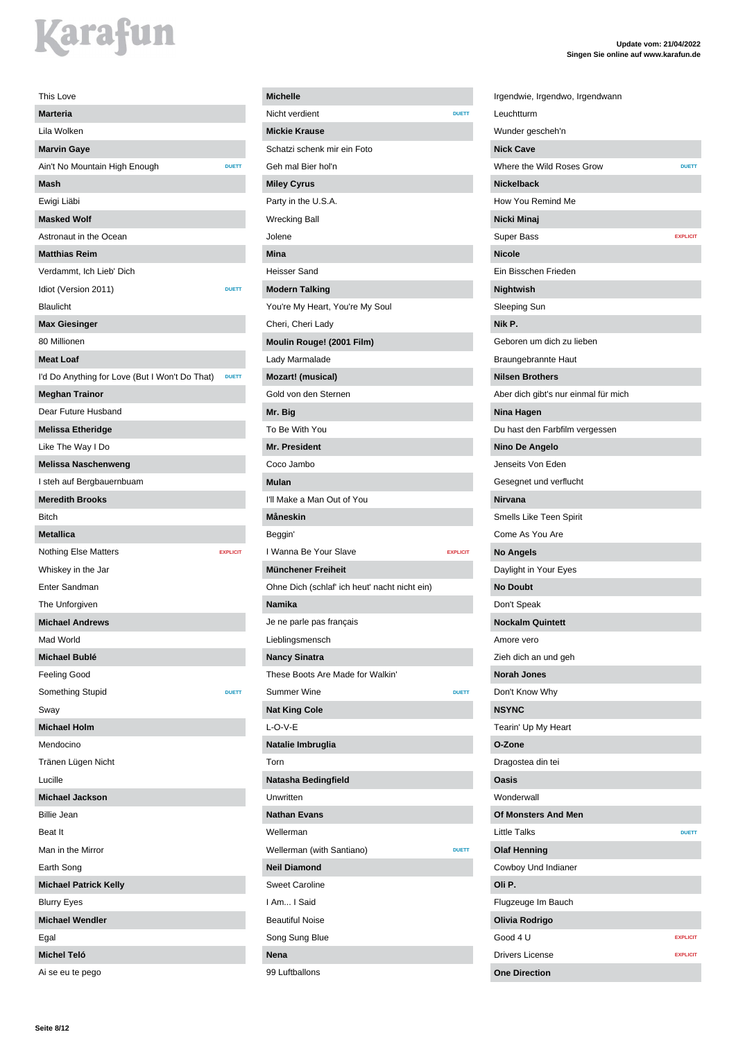Karafun

**Update vom: 21/04/2022**
**Singen Sie online auf www.karafun.de**

This Love

**Marteria**

Lila Wolken

**Marvin Gaye**

Ain't No Mountain High Enough DUETT

**Mash**

Ewigi Liäbi

**Masked Wolf**

Astronaut in the Ocean

**Matthias Reim**

Verdammt, Ich Lieb' Dich

Idiot (Version 2011) DUETT

Blaulicht

**Max Giesinger**

80 Millionen

**Meat Loaf**

I'd Do Anything for Love (But I Won't Do That) DUETT

**Meghan Trainor**

Dear Future Husband

**Melissa Etheridge**

Like The Way I Do

**Melissa Naschenweng**

I steh auf Bergbauernbuam

**Meredith Brooks**

Bitch

**Metallica**

Nothing Else Matters EXPLICIT

Whiskey in the Jar

Enter Sandman

The Unforgiven

**Michael Andrews**

Mad World

**Michael Bublé**

Feeling Good

Something Stupid DUETT

Sway

**Michael Holm**

Mendocino

Tränen Lügen Nicht

Lucille

**Michael Jackson**

Billie Jean

Beat It

Man in the Mirror

Earth Song

**Michael Patrick Kelly**

Blurry Eyes

**Michael Wendler**

Egal

**Michel Teló**

Ai se eu te pego

**Michelle**

Nicht verdient DUETT

**Mickie Krause**

Schatzi schenk mir ein Foto

Geh mal Bier hol'n

**Miley Cyrus**

Party in the U.S.A.

Wrecking Ball

Jolene

**Mina**

Heisser Sand

**Modern Talking**

You're My Heart, You're My Soul

Cheri, Cheri Lady

**Moulin Rouge! (2001 Film)**

Lady Marmalade

**Mozart! (musical)**

Gold von den Sternen

**Mr. Big**

To Be With You

**Mr. President**

Coco Jambo

**Mulan**

I'll Make a Man Out of You

**Måneskin**

Beggin'

I Wanna Be Your Slave EXPLICIT

**Münchener Freiheit**

Ohne Dich (schlaf' ich heut' nacht nicht ein)

**Namika**

Je ne parle pas français

Lieblingsmensch

**Nancy Sinatra**

These Boots Are Made for Walkin'

Summer Wine DUETT

**Nat King Cole**

L-O-V-E

**Natalie Imbruglia**

Torn

**Natasha Bedingfield**

Unwritten

**Nathan Evans**

Wellerman

Wellerman (with Santiano) DUETT

**Neil Diamond**

Sweet Caroline

I Am... I Said

Beautiful Noise

Song Sung Blue

**Nena**

99 Luftballons

Irgendwie, Irgendwo, Irgendwann

Leuchtturm

Wunder gescheh'n

**Nick Cave**

Where the Wild Roses Grow DUETT

**Nickelback**

How You Remind Me

**Nicki Minaj**

Super Bass EXPLICIT

**Nicole**

Ein Bisschen Frieden

**Nightwish**

Sleeping Sun

**Nik P.**

Geboren um dich zu lieben

Braungebrannte Haut

**Nilsen Brothers**

Aber dich gibt's nur einmal für mich

**Nina Hagen**

Du hast den Farbfilm vergessen

**Nino De Angelo**

Jenseits Von Eden

Gesegnet und verflucht

**Nirvana**

Smells Like Teen Spirit

Come As You Are

**No Angels**

Daylight in Your Eyes

**No Doubt**

Don't Speak

**Nockalm Quintett**

Amore vero

Zieh dich an und geh

**Norah Jones**

Don't Know Why

**NSYNC**

Tearin' Up My Heart

**O-Zone**

Dragostea din tei

**Oasis**

Wonderwall

**Of Monsters And Men**

Little Talks DUETT

**Olaf Henning**

Cowboy Und Indianer

**Oli P.**

Flugzeuge Im Bauch

**Olivia Rodrigo**

Good 4 U EXPLICIT

Drivers License EXPLICIT

**One Direction**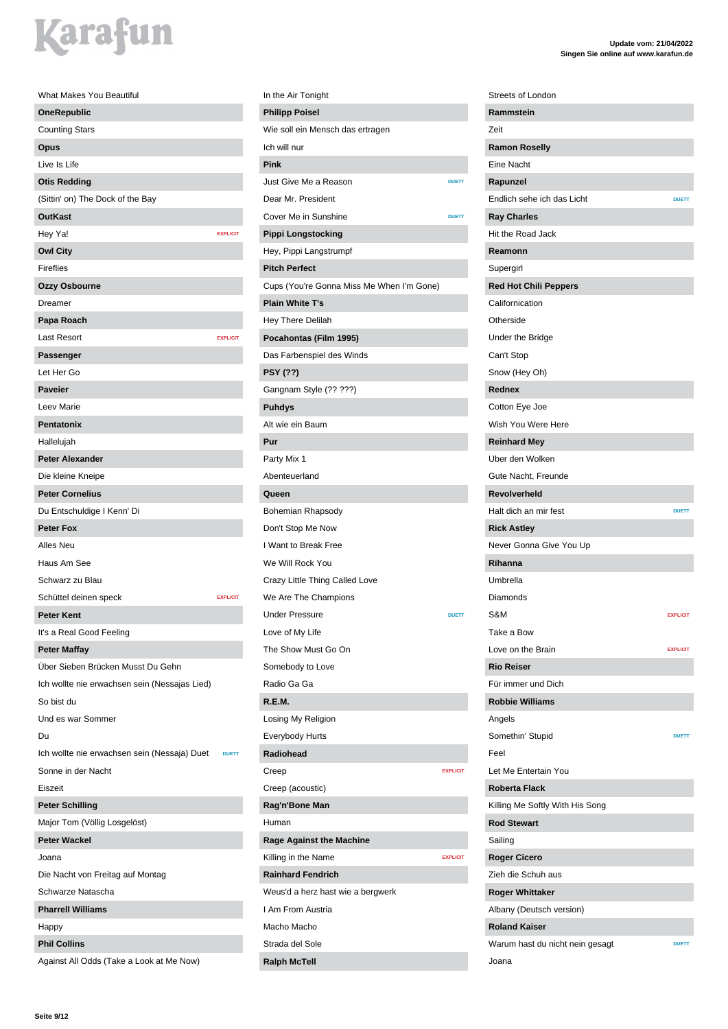Karafun

Update vom: 21/04/2022
Singen Sie online auf www.karafun.de

What Makes You Beautiful

**OneRepublic**

Counting Stars

**Opus**

Live Is Life

**Otis Redding**

(Sittin' on) The Dock of the Bay

**OutKast**

Hey Ya! EXPLICIT

**Owl City**

Fireflies

**Ozzy Osbourne**

Dreamer

**Papa Roach**

Last Resort EXPLICIT

**Passenger**

Let Her Go

**Paveier**

Leev Marie

**Pentatonix**

Hallelujah

**Peter Alexander**

Die kleine Kneipe

**Peter Cornelius**

Du Entschuldige I Kenn' Di

**Peter Fox**

Alles Neu

Haus Am See

Schwarz zu Blau

Schüttel deinen speck EXPLICIT

**Peter Kent**

It's a Real Good Feeling

**Peter Maffay**

Über Sieben Brücken Musst Du Gehn

Ich wollte nie erwachsen sein (Nessajas Lied)

So bist du

Und es war Sommer

Du

Ich wollte nie erwachsen sein (Nessaja) Duet DUETT

Sonne in der Nacht

Eiszeit

**Peter Schilling**

Major Tom (Völlig Losgelöst)

**Peter Wackel**

Joana

Die Nacht von Freitag auf Montag

Schwarze Natascha

**Pharrell Williams**

Happy

**Phil Collins**

Against All Odds (Take a Look at Me Now)

In the Air Tonight

**Philipp Poisel**

Wie soll ein Mensch das ertragen

Ich will nur

**Pink**

Just Give Me a Reason DUETT

Dear Mr. President

Cover Me in Sunshine DUETT

**Pippi Longstocking**

Hey, Pippi Langstrumpf

**Pitch Perfect**

Cups (You're Gonna Miss Me When I'm Gone)

**Plain White T's**

Hey There Delilah

**Pocahontas (Film 1995)**

Das Farbenspiel des Winds

**PSY (??)**

Gangnam Style (?? ???)

**Puhdys**

Alt wie ein Baum

**Pur**

Party Mix 1

Abenteuerland

**Queen**

Bohemian Rhapsody

Don't Stop Me Now

I Want to Break Free

We Will Rock You

Crazy Little Thing Called Love

We Are The Champions

Under Pressure DUETT

Love of My Life

The Show Must Go On

Somebody to Love

Radio Ga Ga

**R.E.M.**

Losing My Religion

Everybody Hurts

**Radiohead**

Creep EXPLICIT

Creep (acoustic)

**Rag'n'Bone Man**

Human

**Rage Against the Machine**

Killing in the Name EXPLICIT

**Rainhard Fendrich**

Weus'd a herz hast wie a bergwerk

I Am From Austria

Macho Macho

Strada del Sole

**Ralph McTell**

Streets of London

**Rammstein**

Zeit

**Ramon Roselly**

Eine Nacht

**Rapunzel**

Endlich sehe ich das Licht DUETT

**Ray Charles**

Hit the Road Jack

**Reamonn**

Supergirl

**Red Hot Chili Peppers**

Californication

Otherside

Under the Bridge

Can't Stop

Snow (Hey Oh)

**Rednex**

Cotton Eye Joe

Wish You Were Here

**Reinhard Mey**

Uber den Wolken

Gute Nacht, Freunde

**Revolverheld**

Halt dich an mir fest DUETT

**Rick Astley**

Never Gonna Give You Up

**Rihanna**

Umbrella

Diamonds

S&M EXPLICIT

Take a Bow

Love on the Brain EXPLICIT

**Rio Reiser**

Für immer und Dich

**Robbie Williams**

Angels

Somethin' Stupid DUETT

Feel

Let Me Entertain You

**Roberta Flack**

Killing Me Softly With His Song

**Rod Stewart**

Sailing

**Roger Cicero**

Zieh die Schuh aus

**Roger Whittaker**

Albany (Deutsch version)

**Roland Kaiser**

Warum hast du nicht nein gesagt DUETT

Joana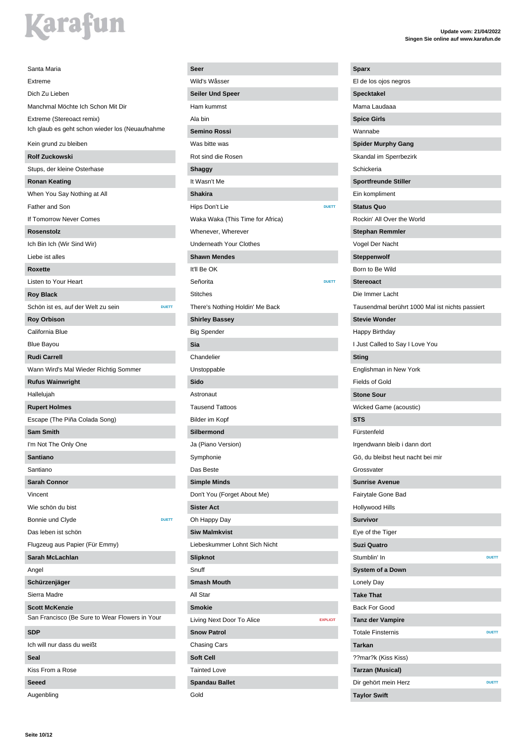Update vom: 21/04/2022
Singen Sie online auf www.karafun.de

Santa Maria
Extreme
Dich Zu Lieben
Manchmal Möchte Ich Schon Mit Dir
Extreme (Stereoact remix)
Ich glaub es geht schon wieder los (Neuaufnahme
Kein grund zu bleiben

**Rolf Zuckowski**

Stups, der kleine Osterhase

**Ronan Keating**

When You Say Nothing at All
Father and Son
If Tomorrow Never Comes

**Rosenstolz**

Ich Bin Ich (Wir Sind Wir)
Liebe ist alles

**Roxette**

Listen to Your Heart

**Roy Black**

Schön ist es, auf der Welt zu sein — DUETT

**Roy Orbison**

California Blue
Blue Bayou

**Rudi Carrell**

Wann Wird's Mal Wieder Richtig Sommer

**Rufus Wainwright**

Hallelujah

**Rupert Holmes**

Escape (The Piña Colada Song)

**Sam Smith**

I'm Not The Only One

**Santiano**

Santiano

**Sarah Connor**

Vincent
Wie schön du bist
Bonnie und Clyde — DUETT
Das leben ist schön
Flugzeug aus Papier (Für Emmy)

**Sarah McLachlan**

Angel

**Schürzenjäger**

Sierra Madre

**Scott McKenzie**

San Francisco (Be Sure to Wear Flowers in Your

**SDP**

Ich will nur dass du weißt

**Seal**

Kiss From a Rose

**Seeed**

Augenbling

**Seer**

Wild's Wåsser

**Seiler Und Speer**

Ham kummst
Ala bin

**Semino Rossi**

Was bitte was
Rot sind die Rosen

**Shaggy**

It Wasn't Me

**Shakira**

Hips Don't Lie — DUETT
Waka Waka (This Time for Africa)
Whenever, Wherever
Underneath Your Clothes

**Shawn Mendes**

It'll Be OK
Señorita — DUETT
Stitches
There's Nothing Holdin' Me Back

**Shirley Bassey**

Big Spender

**Sia**

Chandelier
Unstoppable

**Sido**

Astronaut
Tausend Tattoos
Bilder im Kopf

**Silbermond**

Ja (Piano Version)
Symphonie
Das Beste

**Simple Minds**

Don't You (Forget About Me)

**Sister Act**

Oh Happy Day

**Siw Malmkvist**

Liebeskummer Lohnt Sich Nicht

**Slipknot**

Snuff

**Smash Mouth**

All Star

**Smokie**

Living Next Door To Alice — EXPLICIT

**Snow Patrol**

Chasing Cars

**Soft Cell**

Tainted Love

**Spandau Ballet**

Gold

**Sparx**

El de los ojos negros

**Specktakel**

Mama Laudaaa

**Spice Girls**

Wannabe

**Spider Murphy Gang**

Skandal im Sperrbezirk
Schickeria

**Sportfreunde Stiller**

Ein kompliment

**Status Quo**

Rockin' All Over the World

**Stephan Remmler**

Vogel Der Nacht

**Steppenwolf**

Born to Be Wild

**Stereoact**

Die Immer Lacht
Tausendmal berührt 1000 Mal ist nichts passiert

**Stevie Wonder**

Happy Birthday
I Just Called to Say I Love You

**Sting**

Englishman in New York
Fields of Gold

**Stone Sour**

Wicked Game (acoustic)

**STS**

Fürstenfeld
Irgendwann bleib i dann dort
Gö, du bleibst heut nacht bei mir
Grossvater

**Sunrise Avenue**

Fairytale Gone Bad
Hollywood Hills

**Survivor**

Eye of the Tiger

**Suzi Quatro**

Stumblin' In — DUETT

**System of a Down**

Lonely Day

**Take That**

Back For Good

**Tanz der Vampire**

Totale Finsternis — DUETT

**Tarkan**

??mar?k (Kiss Kiss)

**Tarzan (Musical)**

Dir gehört mein Herz — DUETT

**Taylor Swift**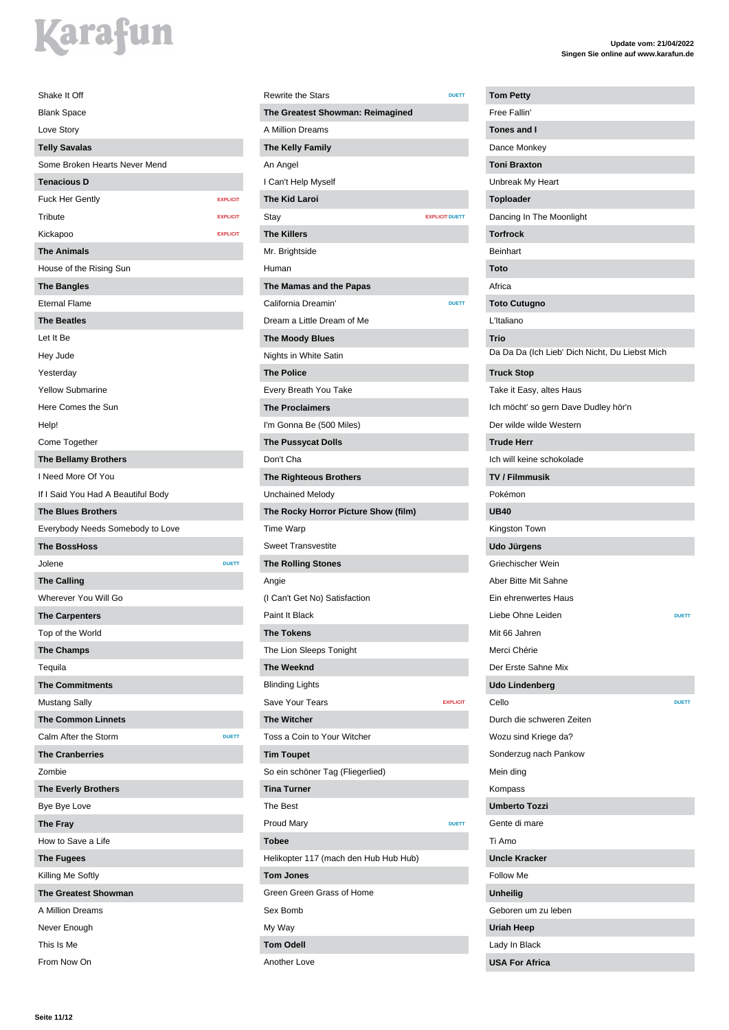Update vom: 21/04/2022
Singen Sie online auf www.karafun.de

Shake It Off
Blank Space
Love Story

**Telly Savalas**

Some Broken Hearts Never Mend

**Tenacious D**

Fuck Her Gently EXPLICIT
Tribute EXPLICIT
Kickapoo EXPLICIT

**The Animals**

House of the Rising Sun

**The Bangles**

Eternal Flame

**The Beatles**

Let It Be
Hey Jude
Yesterday
Yellow Submarine
Here Comes the Sun
Help!
Come Together

**The Bellamy Brothers**

I Need More Of You
If I Said You Had A Beautiful Body

**The Blues Brothers**

Everybody Needs Somebody to Love

**The BossHoss**

Jolene DUETT

**The Calling**

Wherever You Will Go

**The Carpenters**

Top of the World

**The Champs**

Tequila

**The Commitments**

Mustang Sally

**The Common Linnets**

Calm After the Storm DUETT

**The Cranberries**

Zombie

**The Everly Brothers**

Bye Bye Love

**The Fray**

How to Save a Life

**The Fugees**

Killing Me Softly

**The Greatest Showman**

A Million Dreams
Never Enough
This Is Me
From Now On
Rewrite the Stars DUETT

**The Greatest Showman: Reimagined**

A Million Dreams

**The Kelly Family**

An Angel
I Can't Help Myself

**The Kid Laroi**

Stay EXPLICIT DUETT

**The Killers**

Mr. Brightside
Human

**The Mamas and the Papas**

California Dreamin' DUETT
Dream a Little Dream of Me

**The Moody Blues**

Nights in White Satin

**The Police**

Every Breath You Take

**The Proclaimers**

I'm Gonna Be (500 Miles)

**The Pussycat Dolls**

Don't Cha

**The Righteous Brothers**

Unchained Melody

**The Rocky Horror Picture Show (film)**

Time Warp
Sweet Transvestite

**The Rolling Stones**

Angie
(I Can't Get No) Satisfaction
Paint It Black

**The Tokens**

The Lion Sleeps Tonight

**The Weeknd**

Blinding Lights
Save Your Tears EXPLICIT

**The Witcher**

Toss a Coin to Your Witcher

**Tim Toupet**

So ein schöner Tag (Fliegerlied)

**Tina Turner**

The Best
Proud Mary DUETT

**Tobee**

Helikopter 117 (mach den Hub Hub Hub)

**Tom Jones**

Green Green Grass of Home
Sex Bomb
My Way

**Tom Odell**

Another Love

**Tom Petty**

Free Fallin'

**Tones and I**

Dance Monkey

**Toni Braxton**

Unbreak My Heart

**Toploader**

Dancing In The Moonlight

**Torfrock**

Beinhart

**Toto**

Africa

**Toto Cutugno**

L'Italiano

**Trio**

Da Da Da (Ich Lieb' Dich Nicht, Du Liebst Mich

**Truck Stop**

Take it Easy, altes Haus
Ich möcht' so gern Dave Dudley hör'n
Der wilde wilde Western

**Trude Herr**

Ich will keine schokolade

**TV / Filmmusik**

Pokémon

**UB40**

Kingston Town

**Udo Jürgens**

Griechischer Wein
Aber Bitte Mit Sahne
Ein ehrenwertes Haus
Liebe Ohne Leiden DUETT
Mit 66 Jahren
Merci Chérie
Der Erste Sahne Mix

**Udo Lindenberg**

Cello DUETT
Durch die schweren Zeiten
Wozu sind Kriege da?
Sonderzug nach Pankow
Mein ding
Kompass

**Umberto Tozzi**

Gente di mare
Ti Amo

**Uncle Kracker**

Follow Me

**Unheilig**

Geboren um zu leben

**Uriah Heep**

Lady In Black

**USA For Africa**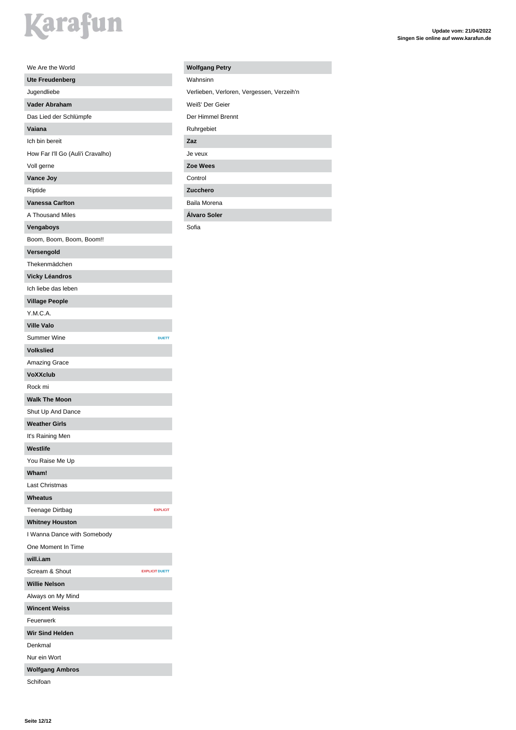We Are the World

**Ute Freudenberg**

Jugendliebe

**Vader Abraham**

Das Lied der Schlümpfe

**Vaiana**

Ich bin bereit

How Far I'll Go (Auli'i Cravalho)

Voll gerne

**Vance Joy**

Riptide

**Vanessa Carlton**

A Thousand Miles

**Vengaboys**

Boom, Boom, Boom, Boom!!

**Versengold**

Thekenmädchen

**Vicky Léandros**

Ich liebe das leben

**Village People**

Y.M.C.A.

**Ville Valo**

Summer Wine — DUETT

**Volkslied**

Amazing Grace

**VoXXclub**

Rock mi

**Walk The Moon**

Shut Up And Dance

**Weather Girls**

It's Raining Men

**Westlife**

You Raise Me Up

**Wham!**

Last Christmas

**Wheatus**

Teenage Dirtbag — EXPLICIT

**Whitney Houston**

I Wanna Dance with Somebody

One Moment In Time

**will.i.am**

Scream & Shout — EXPLICIT DUETT

**Willie Nelson**

Always on My Mind

**Wincent Weiss**

Feuerwerk

**Wir Sind Helden**

Denkmal

Nur ein Wort

**Wolfgang Ambros**

Schifoan

**Wolfgang Petry**

Wahnsinn

Verlieben, Verloren, Vergessen, Verzeih'n

Weiß' Der Geier

Der Himmel Brennt

Ruhrgebiet

**Zaz**

Je veux

**Zoe Wees**

Control

**Zucchero**

Baila Morena

**Álvaro Soler**

Sofia